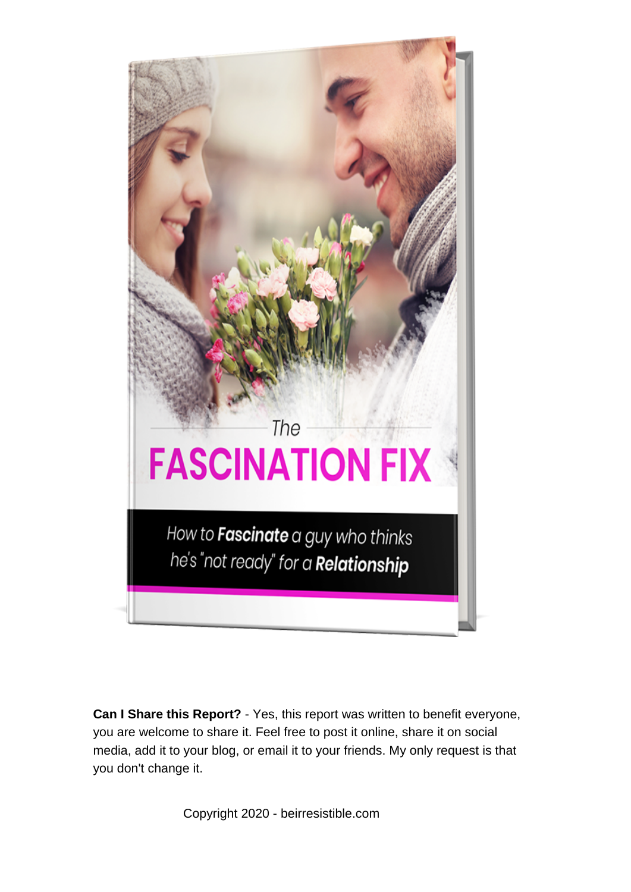# The FASCINATION FIX

*How to **Fascinate** a guy who thinks he's "not ready" for a **Relationship***

**Can I Share this Report?** - Yes, this report was written to benefit everyone, you are welcome to share it. Feel free to post it online, share it on social media, add it to your blog, or email it to your friends. My only request is that you don't change it.

Copyright 2020 - beirresistible.com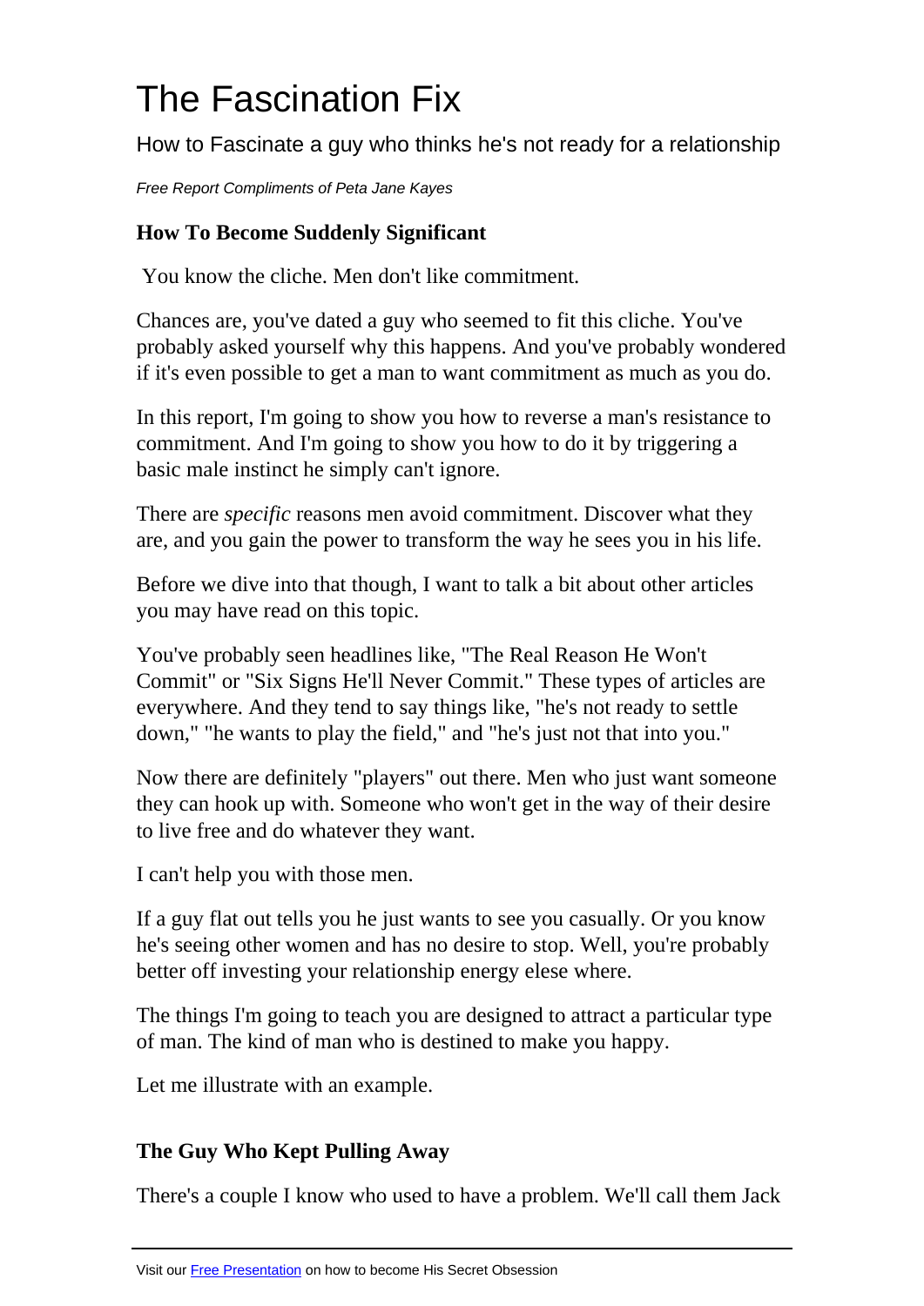# The Fascination Fix

How to Fascinate a guy who thinks he's not ready for a relationship

*Free Report Compliments of Peta Jane Kayes*

### How To Become Suddenly Significant

You know the cliche. Men don't like commitment.

Chances are, you've dated a guy who seemed to fit this cliche. You've probably asked yourself why this happens. And you've probably wondered if it's even possible to get a man to want commitment as much as you do.

In this report, I'm going to show you how to reverse a man's resistance to commitment. And I'm going to show you how to do it by triggering a basic male instinct he simply can't ignore.

There are *specific* reasons men avoid commitment. Discover what they are, and you gain the power to transform the way he sees you in his life.

Before we dive into that though, I want to talk a bit about other articles you may have read on this topic.

You've probably seen headlines like, "The Real Reason He Won't Commit" or "Six Signs He'll Never Commit." These types of articles are everywhere. And they tend to say things like, "he's not ready to settle down," "he wants to play the field," and "he's just not that into you."

Now there are definitely "players" out there. Men who just want someone they can hook up with. Someone who won't get in the way of their desire to live free and do whatever they want.

I can't help you with those men.

If a guy flat out tells you he just wants to see you casually. Or you know he's seeing other women and has no desire to stop. Well, you're probably better off investing your relationship energy elese where.

The things I'm going to teach you are designed to attract a particular type of man. The kind of man who is destined to make you happy.

Let me illustrate with an example.

### The Guy Who Kept Pulling Away

There's a couple I know who used to have a problem. We'll call them Jack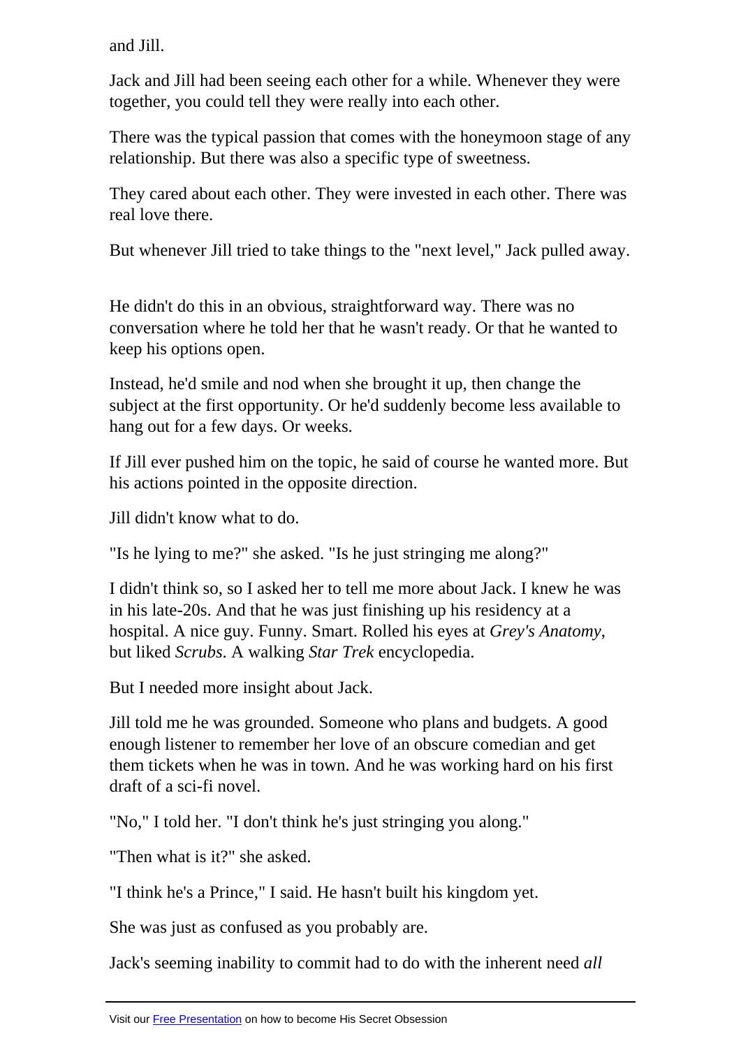and Jill.

Jack and Jill had been seeing each other for a while. Whenever they were together, you could tell they were really into each other.

There was the typical passion that comes with the honeymoon stage of any relationship. But there was also a specific type of sweetness.

They cared about each other. They were invested in each other. There was real love there.

But whenever Jill tried to take things to the "next level," Jack pulled away.

He didn't do this in an obvious, straightforward way. There was no conversation where he told her that he wasn't ready. Or that he wanted to keep his options open.

Instead, he'd smile and nod when she brought it up, then change the subject at the first opportunity. Or he'd suddenly become less available to hang out for a few days. Or weeks.

If Jill ever pushed him on the topic, he said of course he wanted more. But his actions pointed in the opposite direction.

Jill didn't know what to do.

"Is he lying to me?" she asked. "Is he just stringing me along?"

I didn't think so, so I asked her to tell me more about Jack. I knew he was in his late-20s. And that he was just finishing up his residency at a hospital. A nice guy. Funny. Smart. Rolled his eyes at *Grey's Anatomy*, but liked *Scrubs*. A walking *Star Trek* encyclopedia.

But I needed more insight about Jack.

Jill told me he was grounded. Someone who plans and budgets. A good enough listener to remember her love of an obscure comedian and get them tickets when he was in town. And he was working hard on his first draft of a sci-fi novel.

"No," I told her. "I don't think he's just stringing you along."

"Then what is it?" she asked.

"I think he's a Prince," I said. He hasn't built his kingdom yet.

She was just as confused as you probably are.

Jack's seeming inability to commit had to do with the inherent need *all*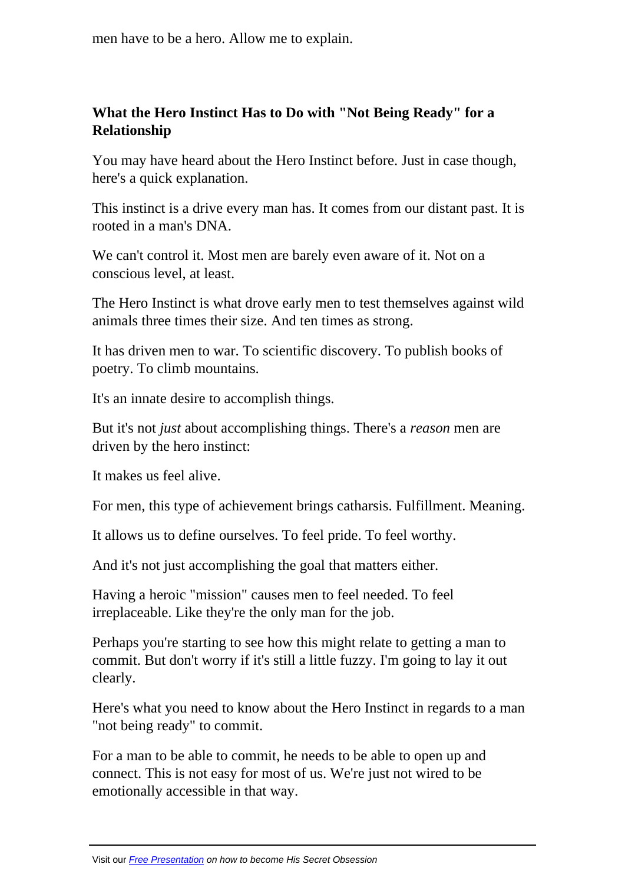men have to be a hero. Allow me to explain.

**What the Hero Instinct Has to Do with "Not Being Ready" for a Relationship**

You may have heard about the Hero Instinct before. Just in case though, here's a quick explanation.

This instinct is a drive every man has. It comes from our distant past. It is rooted in a man's DNA.

We can't control it. Most men are barely even aware of it. Not on a conscious level, at least.

The Hero Instinct is what drove early men to test themselves against wild animals three times their size. And ten times as strong.

It has driven men to war. To scientific discovery. To publish books of poetry. To climb mountains.

It's an innate desire to accomplish things.

But it's not *just* about accomplishing things. There's a *reason* men are driven by the hero instinct:

It makes us feel alive.

For men, this type of achievement brings catharsis. Fulfillment. Meaning.

It allows us to define ourselves. To feel pride. To feel worthy.

And it's not just accomplishing the goal that matters either.

Having a heroic "mission" causes men to feel needed. To feel irreplaceable. Like they're the only man for the job.

Perhaps you're starting to see how this might relate to getting a man to commit. But don't worry if it's still a little fuzzy. I'm going to lay it out clearly.

Here's what you need to know about the Hero Instinct in regards to a man "not being ready" to commit.

For a man to be able to commit, he needs to be able to open up and connect. This is not easy for most of us. We're just not wired to be emotionally accessible in that way.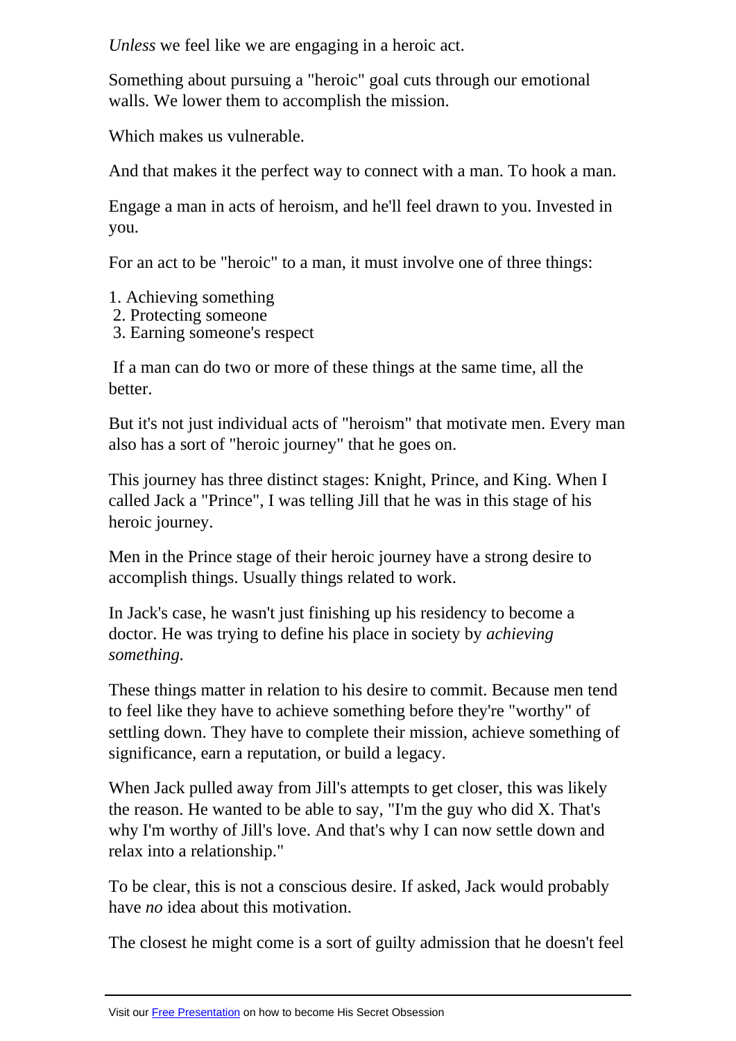*Unless* we feel like we are engaging in a heroic act.

Something about pursuing a "heroic" goal cuts through our emotional walls. We lower them to accomplish the mission.

Which makes us vulnerable.

And that makes it the perfect way to connect with a man. To hook a man.

Engage a man in acts of heroism, and he'll feel drawn to you. Invested in you.

For an act to be "heroic" to a man, it must involve one of three things:

1. Achieving something
2. Protecting someone
3. Earning someone's respect

If a man can do two or more of these things at the same time, all the better.

But it's not just individual acts of "heroism" that motivate men. Every man also has a sort of "heroic journey" that he goes on.

This journey has three distinct stages: Knight, Prince, and King. When I called Jack a "Prince", I was telling Jill that he was in this stage of his heroic journey.

Men in the Prince stage of their heroic journey have a strong desire to accomplish things. Usually things related to work.

In Jack's case, he wasn't just finishing up his residency to become a doctor. He was trying to define his place in society by *achieving something.*

These things matter in relation to his desire to commit. Because men tend to feel like they have to achieve something before they're "worthy" of settling down. They have to complete their mission, achieve something of significance, earn a reputation, or build a legacy.

When Jack pulled away from Jill's attempts to get closer, this was likely the reason. He wanted to be able to say, "I'm the guy who did X. That's why I'm worthy of Jill's love. And that's why I can now settle down and relax into a relationship."

To be clear, this is not a conscious desire. If asked, Jack would probably have *no* idea about this motivation.

The closest he might come is a sort of guilty admission that he doesn't feel

Visit our [Free Presentation]() on how to become His Secret Obsession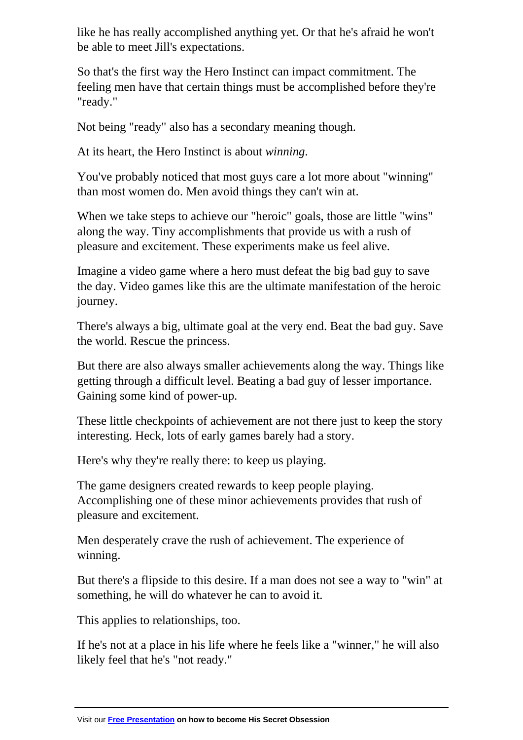like he has really accomplished anything yet. Or that he's afraid he won't be able to meet Jill's expectations.

So that's the first way the Hero Instinct can impact commitment. The feeling men have that certain things must be accomplished before they're "ready."

Not being "ready" also has a secondary meaning though.

At its heart, the Hero Instinct is about *winning*.

You've probably noticed that most guys care a lot more about "winning" than most women do. Men avoid things they can't win at.

When we take steps to achieve our "heroic" goals, those are little "wins" along the way. Tiny accomplishments that provide us with a rush of pleasure and excitement. These experiments make us feel alive.

Imagine a video game where a hero must defeat the big bad guy to save the day. Video games like this are the ultimate manifestation of the heroic journey.

There's always a big, ultimate goal at the very end. Beat the bad guy. Save the world. Rescue the princess.

But there are also always smaller achievements along the way. Things like getting through a difficult level. Beating a bad guy of lesser importance. Gaining some kind of power-up.

These little checkpoints of achievement are not there just to keep the story interesting. Heck, lots of early games barely had a story.

Here's why they're really there: to keep us playing.

The game designers created rewards to keep people playing. Accomplishing one of these minor achievements provides that rush of pleasure and excitement.

Men desperately crave the rush of achievement. The experience of winning.

But there's a flipside to this desire. If a man does not see a way to "win" at something, he will do whatever he can to avoid it.

This applies to relationships, too.

If he's not at a place in his life where he feels like a "winner," he will also likely feel that he's "not ready."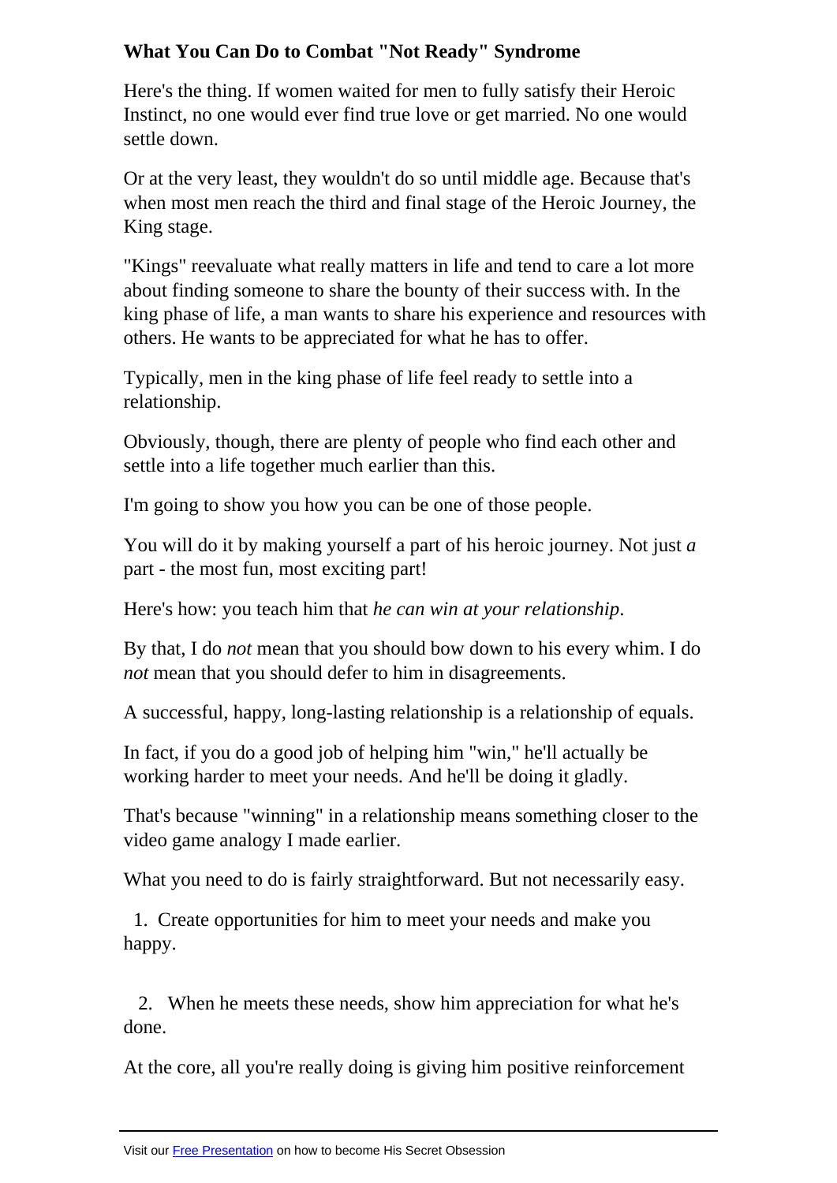**What You Can Do to Combat "Not Ready" Syndrome**

Here's the thing. If women waited for men to fully satisfy their Heroic Instinct, no one would ever find true love or get married. No one would settle down.

Or at the very least, they wouldn't do so until middle age. Because that's when most men reach the third and final stage of the Heroic Journey, the King stage.

"Kings" reevaluate what really matters in life and tend to care a lot more about finding someone to share the bounty of their success with. In the king phase of life, a man wants to share his experience and resources with others. He wants to be appreciated for what he has to offer.

Typically, men in the king phase of life feel ready to settle into a relationship.

Obviously, though, there are plenty of people who find each other and settle into a life together much earlier than this.

I'm going to show you how you can be one of those people.

You will do it by making yourself a part of his heroic journey. Not just *a* part - the most fun, most exciting part!

Here's how: you teach him that *he can win at your relationship*.

By that, I do *not* mean that you should bow down to his every whim. I do *not* mean that you should defer to him in disagreements.

A successful, happy, long-lasting relationship is a relationship of equals.

In fact, if you do a good job of helping him "win," he'll actually be working harder to meet your needs. And he'll be doing it gladly.

That's because "winning" in a relationship means something closer to the video game analogy I made earlier.

What you need to do is fairly straightforward. But not necessarily easy.

1. Create opportunities for him to meet your needs and make you happy.

2. When he meets these needs, show him appreciation for what he's done.

At the core, all you're really doing is giving him positive reinforcement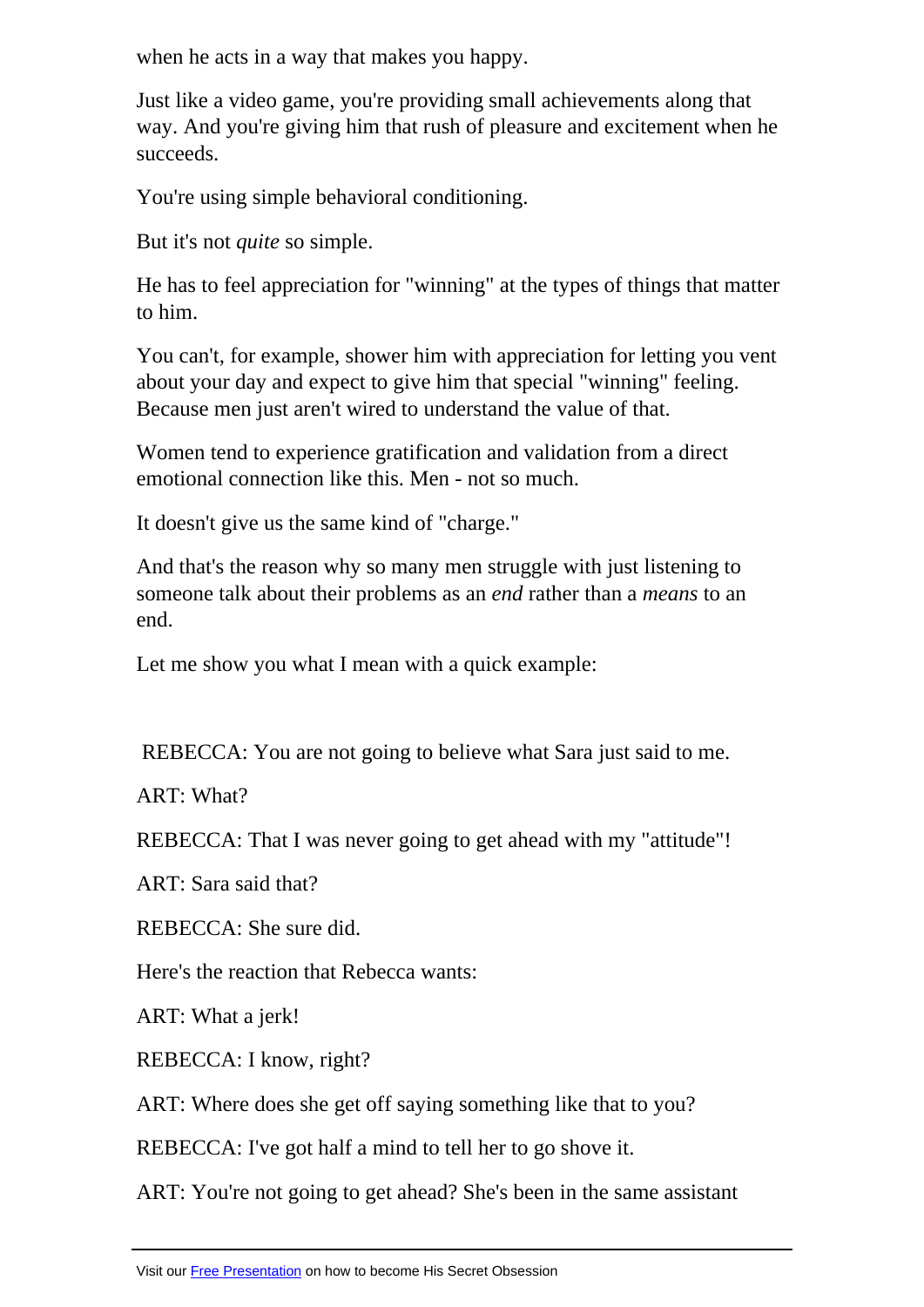when he acts in a way that makes you happy.

Just like a video game, you're providing small achievements along that way. And you're giving him that rush of pleasure and excitement when he succeeds.

You're using simple behavioral conditioning.

But it's not *quite* so simple.

He has to feel appreciation for "winning" at the types of things that matter to him.

You can't, for example, shower him with appreciation for letting you vent about your day and expect to give him that special "winning" feeling. Because men just aren't wired to understand the value of that.

Women tend to experience gratification and validation from a direct emotional connection like this. Men - not so much.

It doesn't give us the same kind of "charge."

And that's the reason why so many men struggle with just listening to someone talk about their problems as an *end* rather than a *means* to an end.

Let me show you what I mean with a quick example:

REBECCA: You are not going to believe what Sara just said to me.

ART: What?

REBECCA: That I was never going to get ahead with my "attitude"!

ART: Sara said that?

REBECCA: She sure did.

Here's the reaction that Rebecca wants:

ART: What a jerk!

REBECCA: I know, right?

ART: Where does she get off saying something like that to you?

REBECCA: I've got half a mind to tell her to go shove it.

ART: You're not going to get ahead? She's been in the same assistant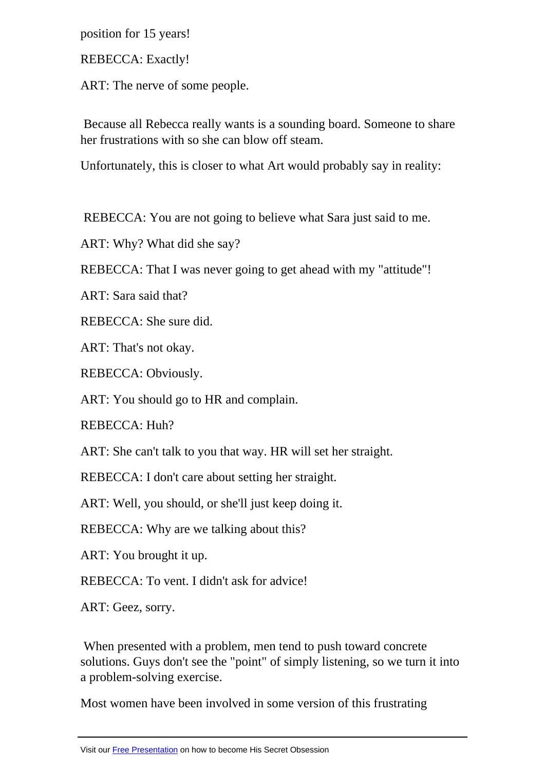position for 15 years!

REBECCA: Exactly!

ART: The nerve of some people.

Because all Rebecca really wants is a sounding board. Someone to share her frustrations with so she can blow off steam.

Unfortunately, this is closer to what Art would probably say in reality:

REBECCA: You are not going to believe what Sara just said to me.

ART: Why? What did she say?

REBECCA: That I was never going to get ahead with my "attitude"!

ART: Sara said that?

REBECCA: She sure did.

ART: That's not okay.

REBECCA: Obviously.

ART: You should go to HR and complain.

REBECCA: Huh?

ART: She can't talk to you that way. HR will set her straight.

REBECCA: I don't care about setting her straight.

ART: Well, you should, or she'll just keep doing it.

REBECCA: Why are we talking about this?

ART: You brought it up.

REBECCA: To vent. I didn't ask for advice!

ART: Geez, sorry.

When presented with a problem, men tend to push toward concrete solutions. Guys don't see the "point" of simply listening, so we turn it into a problem-solving exercise.

Most women have been involved in some version of this frustrating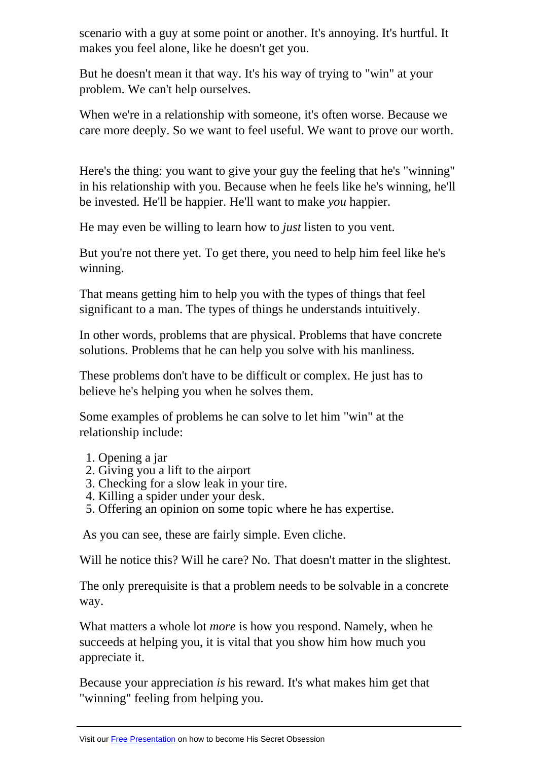scenario with a guy at some point or another. It's annoying. It's hurtful. It makes you feel alone, like he doesn't get you.

But he doesn't mean it that way. It's his way of trying to "win" at your problem. We can't help ourselves.

When we're in a relationship with someone, it's often worse. Because we care more deeply. So we want to feel useful. We want to prove our worth.

Here's the thing: you want to give your guy the feeling that he's "winning" in his relationship with you. Because when he feels like he's winning, he'll be invested. He'll be happier. He'll want to make *you* happier.

He may even be willing to learn how to *just* listen to you vent.

But you're not there yet. To get there, you need to help him feel like he's winning.

That means getting him to help you with the types of things that feel significant to a man. The types of things he understands intuitively.

In other words, problems that are physical. Problems that have concrete solutions. Problems that he can help you solve with his manliness.

These problems don't have to be difficult or complex. He just has to believe he's helping you when he solves them.

Some examples of problems he can solve to let him "win" at the relationship include:

1. Opening a jar
2. Giving you a lift to the airport
3. Checking for a slow leak in your tire.
4. Killing a spider under your desk.
5. Offering an opinion on some topic where he has expertise.

As you can see, these are fairly simple. Even cliche.

Will he notice this? Will he care? No. That doesn't matter in the slightest.

The only prerequisite is that a problem needs to be solvable in a concrete way.

What matters a whole lot *more* is how you respond. Namely, when he succeeds at helping you, it is vital that you show him how much you appreciate it.

Because your appreciation *is* his reward. It's what makes him get that "winning" feeling from helping you.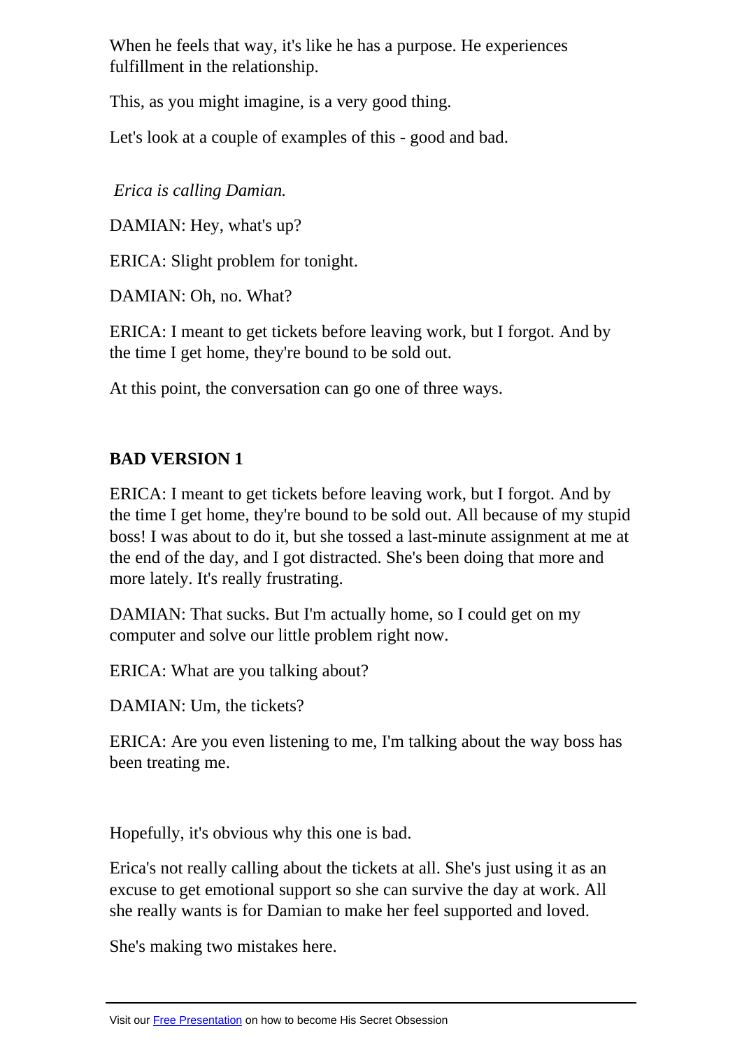When he feels that way, it's like he has a purpose. He experiences fulfillment in the relationship.

This, as you might imagine, is a very good thing.

Let's look at a couple of examples of this - good and bad.

*Erica is calling Damian.*

DAMIAN: Hey, what's up?

ERICA: Slight problem for tonight.

DAMIAN: Oh, no. What?

ERICA: I meant to get tickets before leaving work, but I forgot. And by the time I get home, they're bound to be sold out.

At this point, the conversation can go one of three ways.

**BAD VERSION 1**

ERICA: I meant to get tickets before leaving work, but I forgot. And by the time I get home, they're bound to be sold out. All because of my stupid boss! I was about to do it, but she tossed a last-minute assignment at me at the end of the day, and I got distracted. She's been doing that more and more lately. It's really frustrating.

DAMIAN: That sucks. But I'm actually home, so I could get on my computer and solve our little problem right now.

ERICA: What are you talking about?

DAMIAN: Um, the tickets?

ERICA: Are you even listening to me, I'm talking about the way boss has been treating me.

Hopefully, it's obvious why this one is bad.

Erica's not really calling about the tickets at all. She's just using it as an excuse to get emotional support so she can survive the day at work. All she really wants is for Damian to make her feel supported and loved.

She's making two mistakes here.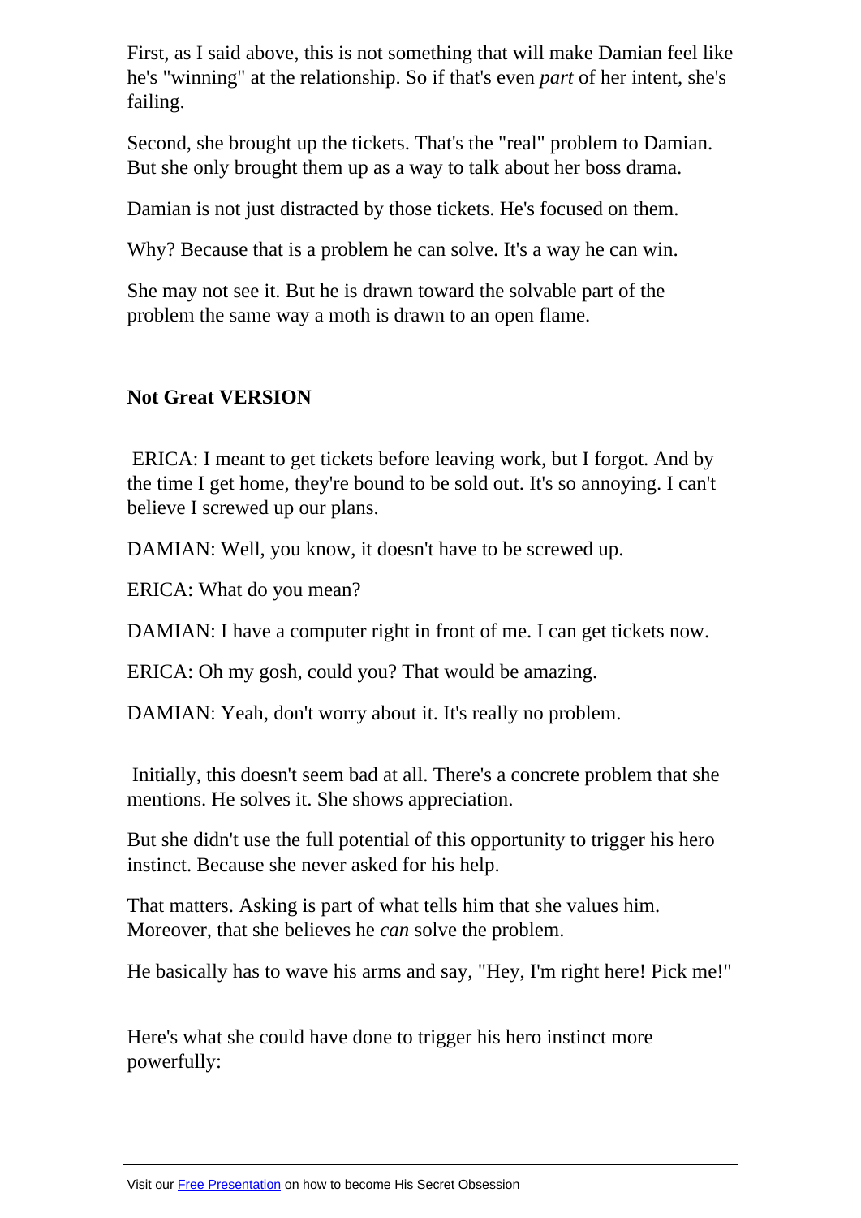First, as I said above, this is not something that will make Damian feel like he's "winning" at the relationship. So if that's even *part* of her intent, she's failing.

Second, she brought up the tickets. That's the "real" problem to Damian. But she only brought them up as a way to talk about her boss drama.

Damian is not just distracted by those tickets. He's focused on them.

Why? Because that is a problem he can solve. It's a way he can win.

She may not see it. But he is drawn toward the solvable part of the problem the same way a moth is drawn to an open flame.

**Not Great VERSION**

ERICA: I meant to get tickets before leaving work, but I forgot. And by the time I get home, they're bound to be sold out. It's so annoying. I can't believe I screwed up our plans.

DAMIAN: Well, you know, it doesn't have to be screwed up.

ERICA: What do you mean?

DAMIAN: I have a computer right in front of me. I can get tickets now.

ERICA: Oh my gosh, could you? That would be amazing.

DAMIAN: Yeah, don't worry about it. It's really no problem.

Initially, this doesn't seem bad at all. There's a concrete problem that she mentions. He solves it. She shows appreciation.

But she didn't use the full potential of this opportunity to trigger his hero instinct. Because she never asked for his help.

That matters. Asking is part of what tells him that she values him. Moreover, that she believes he *can* solve the problem.

He basically has to wave his arms and say, "Hey, I'm right here! Pick me!"

Here's what she could have done to trigger his hero instinct more powerfully: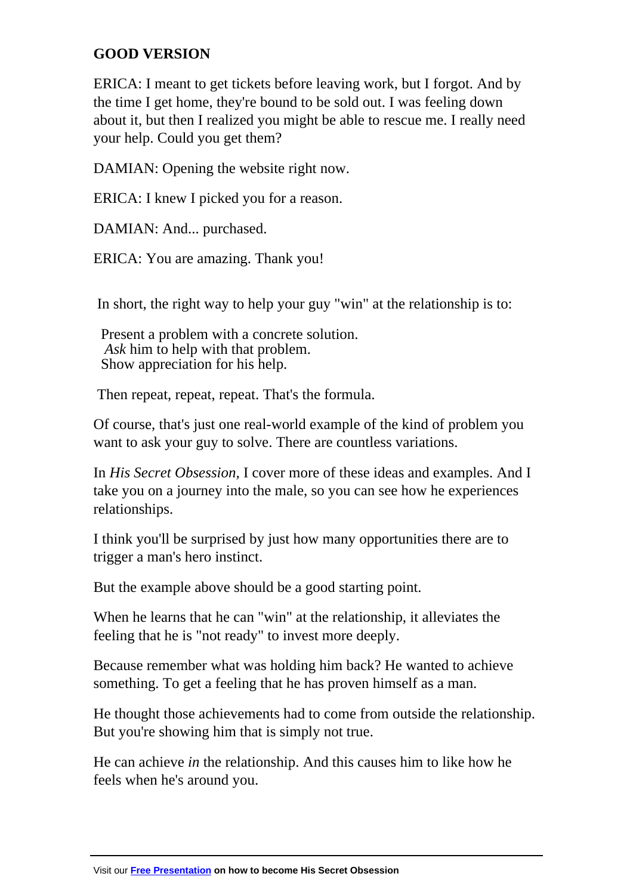**GOOD VERSION**

ERICA: I meant to get tickets before leaving work, but I forgot. And by the time I get home, they're bound to be sold out. I was feeling down about it, but then I realized you might be able to rescue me. I really need your help. Could you get them?

DAMIAN: Opening the website right now.

ERICA: I knew I picked you for a reason.

DAMIAN: And... purchased.

ERICA: You are amazing. Thank you!

In short, the right way to help your guy "win" at the relationship is to:

- Present a problem with a concrete solution.
- *Ask* him to help with that problem.
- Show appreciation for his help.

Then repeat, repeat, repeat. That's the formula.

Of course, that's just one real-world example of the kind of problem you want to ask your guy to solve. There are countless variations.

In *His Secret Obsession,* I cover more of these ideas and examples. And I take you on a journey into the male, so you can see how he experiences relationships.

I think you'll be surprised by just how many opportunities there are to trigger a man's hero instinct.

But the example above should be a good starting point.

When he learns that he can "win" at the relationship, it alleviates the feeling that he is "not ready" to invest more deeply.

Because remember what was holding him back? He wanted to achieve something. To get a feeling that he has proven himself as a man.

He thought those achievements had to come from outside the relationship. But you're showing him that is simply not true.

He can achieve *in* the relationship. And this causes him to like how he feels when he's around you.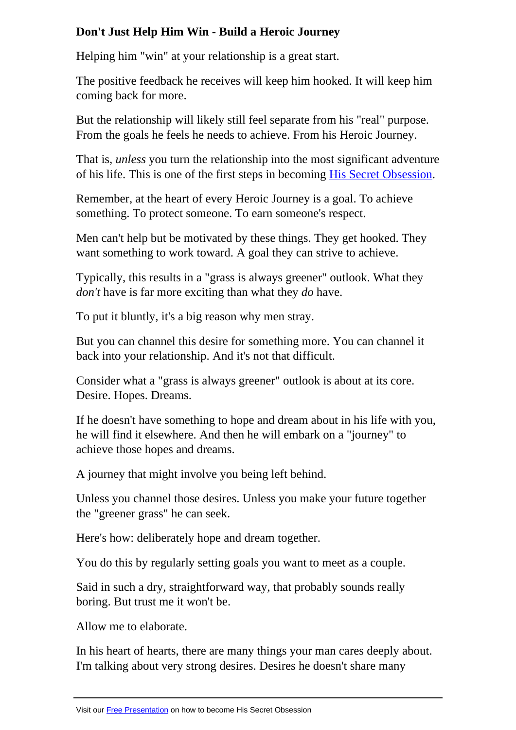**Don't Just Help Him Win - Build a Heroic Journey**

Helping him "win" at your relationship is a great start.

The positive feedback he receives will keep him hooked. It will keep him coming back for more.

But the relationship will likely still feel separate from his "real" purpose. From the goals he feels he needs to achieve. From his Heroic Journey.

That is, *unless* you turn the relationship into the most significant adventure of his life. This is one of the first steps in becoming [His Secret Obsession](#).

Remember, at the heart of every Heroic Journey is a goal. To achieve something. To protect someone. To earn someone's respect.

Men can't help but be motivated by these things. They get hooked. They want something to work toward. A goal they can strive to achieve.

Typically, this results in a "grass is always greener" outlook. What they *don't* have is far more exciting than what they *do* have.

To put it bluntly, it's a big reason why men stray.

But you can channel this desire for something more. You can channel it back into your relationship. And it's not that difficult.

Consider what a "grass is always greener" outlook is about at its core. Desire. Hopes. Dreams.

If he doesn't have something to hope and dream about in his life with you, he will find it elsewhere. And then he will embark on a "journey" to achieve those hopes and dreams.

A journey that might involve you being left behind.

Unless you channel those desires. Unless you make your future together the "greener grass" he can seek.

Here's how: deliberately hope and dream together.

You do this by regularly setting goals you want to meet as a couple.

Said in such a dry, straightforward way, that probably sounds really boring. But trust me it won't be.

Allow me to elaborate.

In his heart of hearts, there are many things your man cares deeply about. I'm talking about very strong desires. Desires he doesn't share many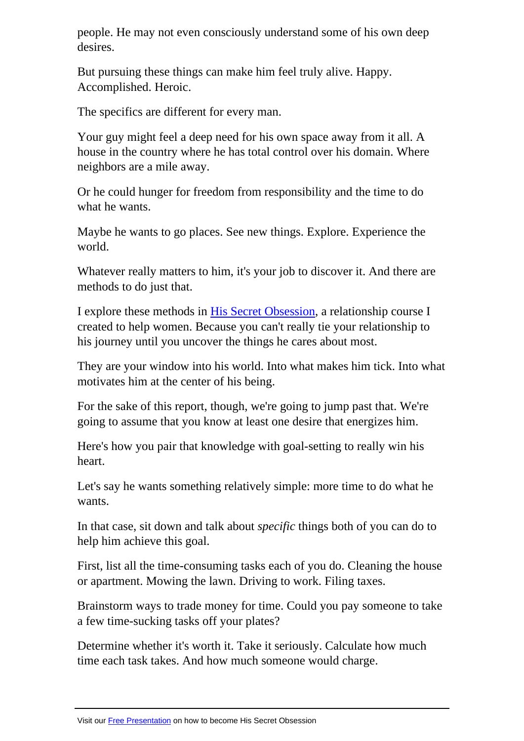people. He may not even consciously understand some of his own deep desires.

But pursuing these things can make him feel truly alive. Happy. Accomplished. Heroic.

The specifics are different for every man.

Your guy might feel a deep need for his own space away from it all. A house in the country where he has total control over his domain. Where neighbors are a mile away.

Or he could hunger for freedom from responsibility and the time to do what he wants.

Maybe he wants to go places. See new things. Explore. Experience the world.

Whatever really matters to him, it's your job to discover it. And there are methods to do just that.

I explore these methods in His Secret Obsession, a relationship course I created to help women. Because you can't really tie your relationship to his journey until you uncover the things he cares about most.

They are your window into his world. Into what makes him tick. Into what motivates him at the center of his being.

For the sake of this report, though, we're going to jump past that. We're going to assume that you know at least one desire that energizes him.

Here's how you pair that knowledge with goal-setting to really win his heart.

Let's say he wants something relatively simple: more time to do what he wants.

In that case, sit down and talk about *specific* things both of you can do to help him achieve this goal.

First, list all the time-consuming tasks each of you do. Cleaning the house or apartment. Mowing the lawn. Driving to work. Filing taxes.

Brainstorm ways to trade money for time. Could you pay someone to take a few time-sucking tasks off your plates?

Determine whether it's worth it. Take it seriously. Calculate how much time each task takes. And how much someone would charge.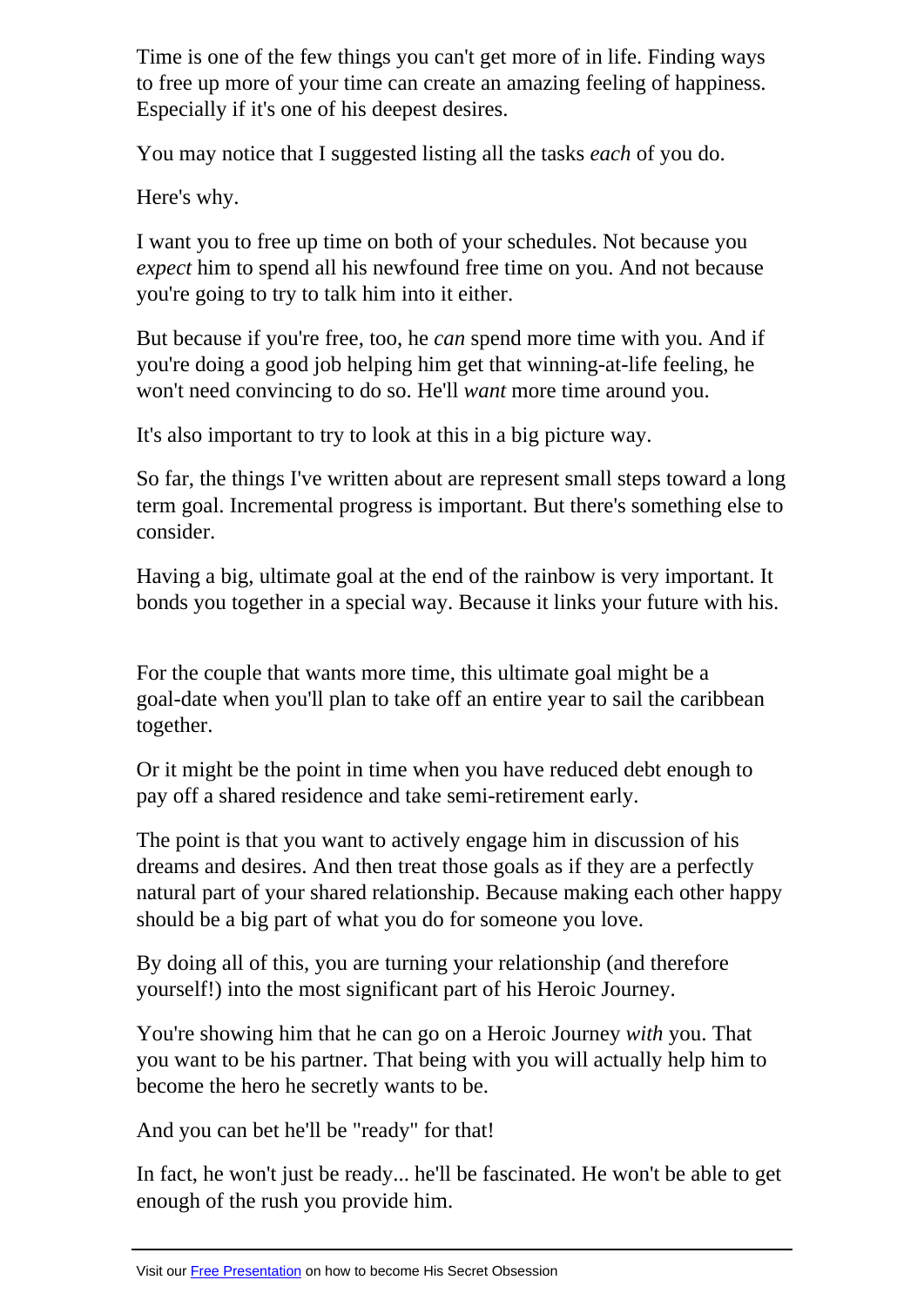Time is one of the few things you can't get more of in life. Finding ways to free up more of your time can create an amazing feeling of happiness. Especially if it's one of his deepest desires.

You may notice that I suggested listing all the tasks *each* of you do.

Here's why.

I want you to free up time on both of your schedules. Not because you *expect* him to spend all his newfound free time on you. And not because you're going to try to talk him into it either.

But because if you're free, too, he *can* spend more time with you. And if you're doing a good job helping him get that winning-at-life feeling, he won't need convincing to do so. He'll *want* more time around you.

It's also important to try to look at this in a big picture way.

So far, the things I've written about are represent small steps toward a long term goal. Incremental progress is important. But there's something else to consider.

Having a big, ultimate goal at the end of the rainbow is very important. It bonds you together in a special way. Because it links your future with his.

For the couple that wants more time, this ultimate goal might be a goal-date when you'll plan to take off an entire year to sail the caribbean together.

Or it might be the point in time when you have reduced debt enough to pay off a shared residence and take semi-retirement early.

The point is that you want to actively engage him in discussion of his dreams and desires. And then treat those goals as if they are a perfectly natural part of your shared relationship. Because making each other happy should be a big part of what you do for someone you love.

By doing all of this, you are turning your relationship (and therefore yourself!) into the most significant part of his Heroic Journey.

You're showing him that he can go on a Heroic Journey *with* you. That you want to be his partner. That being with you will actually help him to become the hero he secretly wants to be.

And you can bet he'll be "ready" for that!

In fact, he won't just be ready... he'll be fascinated. He won't be able to get enough of the rush you provide him.

---

Visit our [Free Presentation] on how to become His Secret Obsession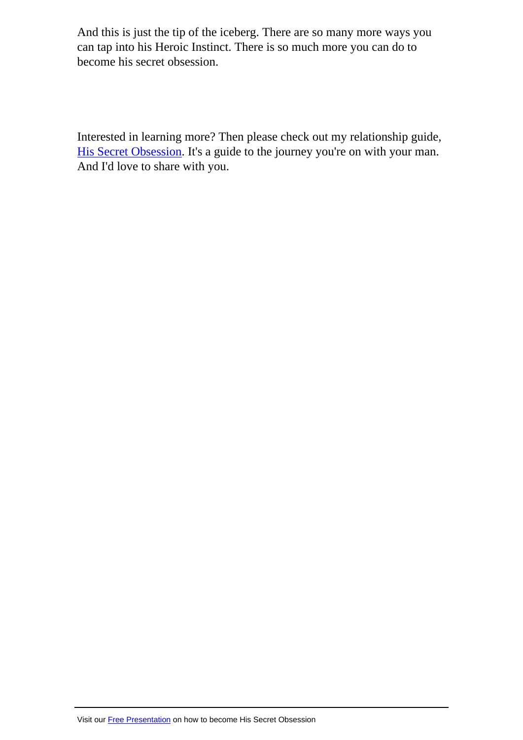And this is just the tip of the iceberg. There are so many more ways you can tap into his Heroic Instinct. There is so much more you can do to become his secret obsession.

Interested in learning more? Then please check out my relationship guide, His Secret Obsession. It's a guide to the journey you're on with your man. And I'd love to share with you.